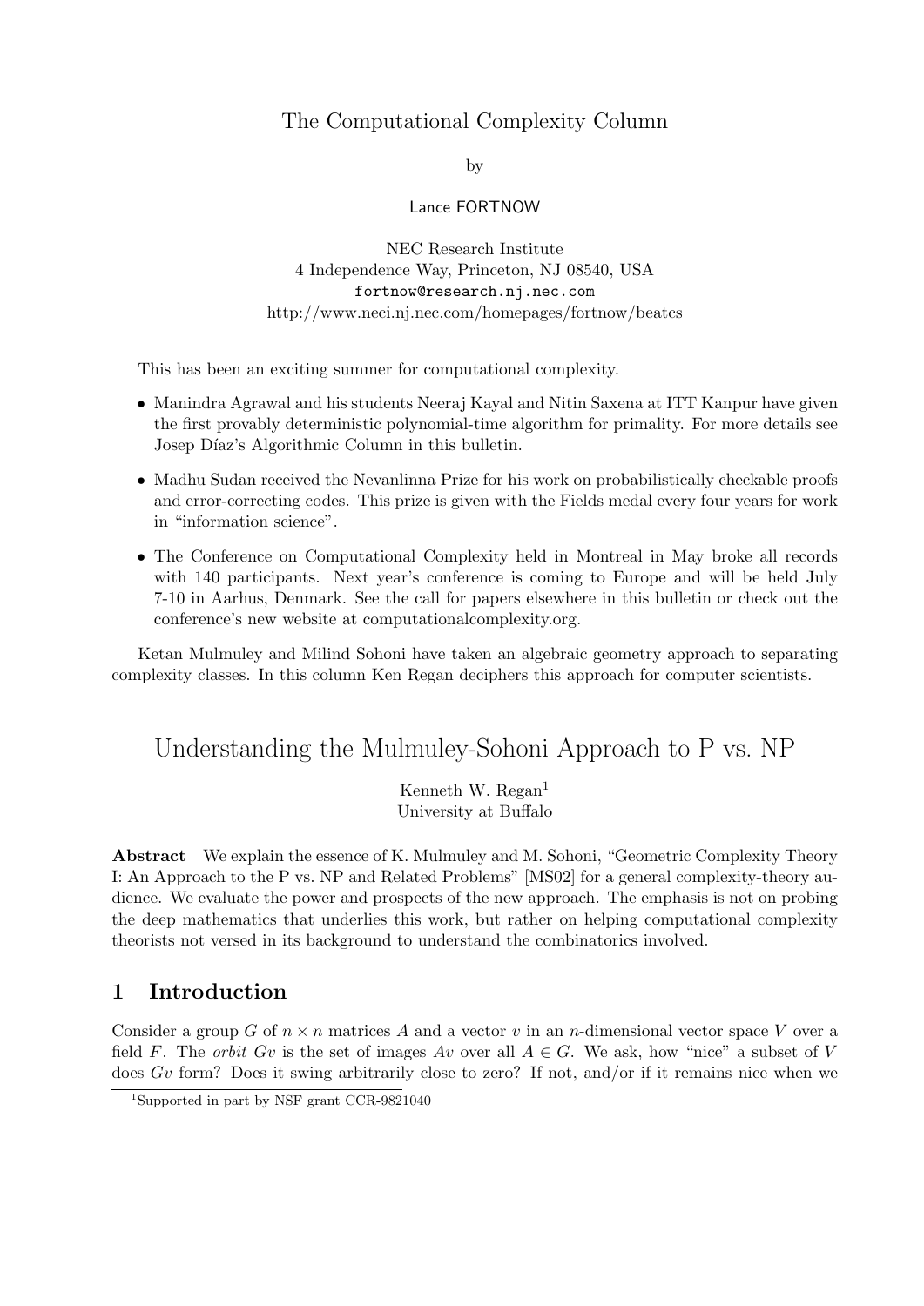The Computational Complexity Column

by

Lance FORTNOW

NEC Research Institute
4 Independence Way, Princeton, NJ 08540, USA
fortnow@research.nj.nec.com
http://www.neci.nj.nec.com/homepages/fortnow/beatcs

This has been an exciting summer for computational complexity.

- Manindra Agrawal and his students Neeraj Kayal and Nitin Saxena at ITT Kanpur have given the first provably deterministic polynomial-time algorithm for primality. For more details see Josep Díaz's Algorithmic Column in this bulletin.
- Madhu Sudan received the Nevanlinna Prize for his work on probabilistically checkable proofs and error-correcting codes. This prize is given with the Fields medal every four years for work in "information science".
- The Conference on Computational Complexity held in Montreal in May broke all records with 140 participants. Next year's conference is coming to Europe and will be held July 7-10 in Aarhus, Denmark. See the call for papers elsewhere in this bulletin or check out the conference's new website at computationalcomplexity.org.

Ketan Mulmuley and Milind Sohoni have taken an algebraic geometry approach to separating complexity classes. In this column Ken Regan deciphers this approach for computer scientists.

# Understanding the Mulmuley-Sohoni Approach to P vs. NP

Kenneth W. Regan[1]
University at Buffalo

**Abstract** We explain the essence of K. Mulmuley and M. Sohoni, "Geometric Complexity Theory I: An Approach to the P vs. NP and Related Problems" [MS02] for a general complexity-theory audience. We evaluate the power and prospects of the new approach. The emphasis is not on probing the deep mathematics that underlies this work, but rather on helping computational complexity theorists not versed in its background to understand the combinatorics involved.

## 1 Introduction

Consider a group $G$ of $n \times n$ matrices $A$ and a vector $v$ in an $n$-dimensional vector space $V$ over a field $F$. The *orbit* $Gv$ is the set of images $Av$ over all $A \in G$. We ask, how "nice" a subset of $V$ does $Gv$ form? Does it swing arbitrarily close to zero? If not, and/or if it remains nice when we

[1] Supported in part by NSF grant CCR-9821040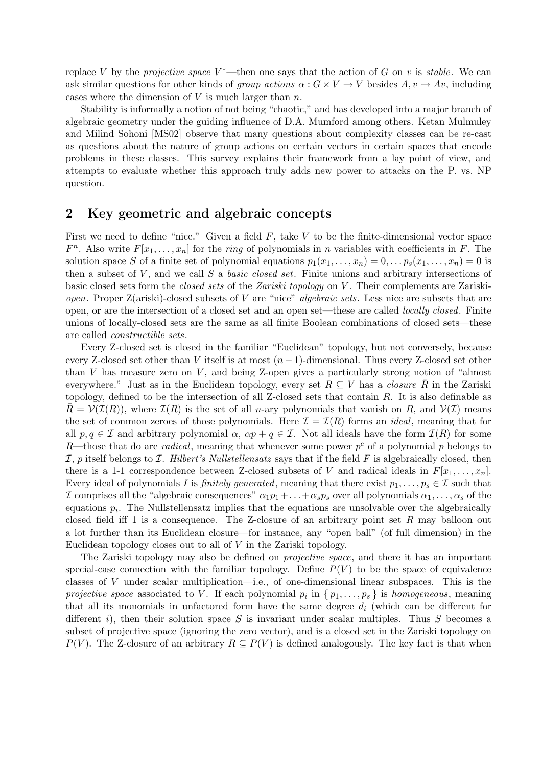replace $V$ by the *projective space* $V^*$—then one says that the action of $G$ on $v$ is *stable*. We can ask similar questions for other kinds of *group actions* $\alpha : G \times V \to V$ besides $A, v \mapsto Av$, including cases where the dimension of $V$ is much larger than $n$.

Stability is informally a notion of not being "chaotic," and has developed into a major branch of algebraic geometry under the guiding influence of D.A. Mumford among others. Ketan Mulmuley and Milind Sohoni [MS02] observe that many questions about complexity classes can be re-cast as questions about the nature of group actions on certain vectors in certain spaces that encode problems in these classes. This survey explains their framework from a lay point of view, and attempts to evaluate whether this approach truly adds new power to attacks on the P. vs. NP question.

## 2 Key geometric and algebraic concepts

First we need to define "nice." Given a field $F$, take $V$ to be the finite-dimensional vector space $F^n$. Also write $F[x_1, \ldots, x_n]$ for the *ring* of polynomials in $n$ variables with coefficients in $F$. The solution space $S$ of a finite set of polynomial equations $p_1(x_1, \ldots, x_n) = 0, \ldots p_s(x_1, \ldots, x_n) = 0$ is then a subset of $V$, and we call $S$ a *basic closed set*. Finite unions and arbitrary intersections of basic closed sets form the *closed sets* of the *Zariski topology* on $V$. Their complements are Zariski-*open*. Proper Z(ariski)-closed subsets of $V$ are "nice" *algebraic sets*. Less nice are subsets that are open, or are the intersection of a closed set and an open set—these are called *locally closed*. Finite unions of locally-closed sets are the same as all finite Boolean combinations of closed sets—these are called *constructible sets*.

Every Z-closed set is closed in the familiar "Euclidean" topology, but not conversely, because every Z-closed set other than $V$ itself is at most $(n-1)$-dimensional. Thus every Z-closed set other than $V$ has measure zero on $V$, and being Z-open gives a particularly strong notion of "almost everywhere." Just as in the Euclidean topology, every set $R \subseteq V$ has a *closure* $\bar{R}$ in the Zariski topology, defined to be the intersection of all Z-closed sets that contain $R$. It is also definable as $\bar{R} = \mathcal{V}(\mathcal{I}(R))$, where $\mathcal{I}(R)$ is the set of all $n$-ary polynomials that vanish on $R$, and $\mathcal{V}(\mathcal{I})$ means the set of common zeroes of those polynomials. Here $\mathcal{I} = \mathcal{I}(R)$ forms an *ideal*, meaning that for all $p, q \in \mathcal{I}$ and arbitrary polynomial $\alpha$, $\alpha p + q \in \mathcal{I}$. Not all ideals have the form $\mathcal{I}(R)$ for some $R$—those that do are *radical*, meaning that whenever some power $p^e$ of a polynomial $p$ belongs to $\mathcal{I}$, $p$ itself belongs to $\mathcal{I}$. *Hilbert's Nullstellensatz* says that if the field $F$ is algebraically closed, then there is a 1-1 correspondence between Z-closed subsets of $V$ and radical ideals in $F[x_1, \ldots, x_n]$. Every ideal of polynomials $I$ is *finitely generated*, meaning that there exist $p_1, \ldots, p_s \in \mathcal{I}$ such that $\mathcal{I}$ comprises all the "algebraic consequences" $\alpha_1 p_1 + \ldots + \alpha_s p_s$ over all polynomials $\alpha_1, \ldots, \alpha_s$ of the equations $p_i$. The Nullstellensatz implies that the equations are unsolvable over the algebraically closed field iff 1 is a consequence. The Z-closure of an arbitrary point set $R$ may balloon out a lot further than its Euclidean closure—for instance, any "open ball" (of full dimension) in the Euclidean topology closes out to all of $V$ in the Zariski topology.

The Zariski topology may also be defined on *projective space*, and there it has an important special-case connection with the familiar topology. Define $P(V)$ to be the space of equivalence classes of $V$ under scalar multiplication—i.e., of one-dimensional linear subspaces. This is the *projective space* associated to $V$. If each polynomial $p_i$ in $\{ p_1, \ldots, p_s \}$ is *homogeneous*, meaning that all its monomials in unfactored form have the same degree $d_i$ (which can be different for different $i$), then their solution space $S$ is invariant under scalar multiples. Thus $S$ becomes a subset of projective space (ignoring the zero vector), and is a closed set in the Zariski topology on $P(V)$. The Z-closure of an arbitrary $R \subseteq P(V)$ is defined analogously. The key fact is that when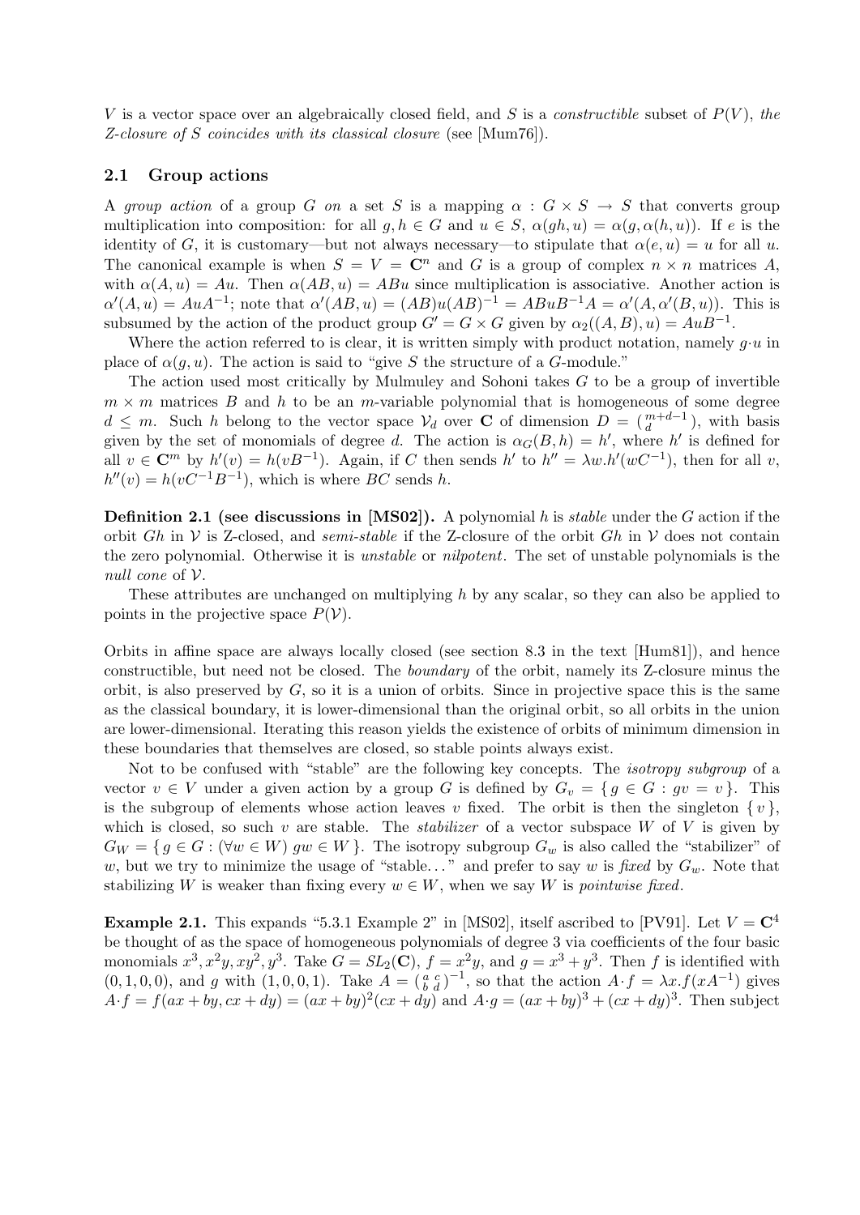$V$ is a vector space over an algebraically closed field, and $S$ is a *constructible* subset of $P(V)$, *the Z-closure of $S$ coincides with its classical closure* (see [Mum76]).

### 2.1 Group actions

A *group action* of a group $G$ *on* a set $S$ is a mapping $\alpha : G \times S \to S$ that converts group multiplication into composition: for all $g, h \in G$ and $u \in S$, $\alpha(gh, u) = \alpha(g, \alpha(h, u))$. If $e$ is the identity of $G$, it is customary—but not always necessary—to stipulate that $\alpha(e, u) = u$ for all $u$. The canonical example is when $S = V = \mathbf{C}^n$ and $G$ is a group of complex $n \times n$ matrices $A$, with $\alpha(A, u) = Au$. Then $\alpha(AB, u) = ABu$ since multiplication is associative. Another action is $\alpha'(A, u) = AuA^{-1}$; note that $\alpha'(AB, u) = (AB)u(AB)^{-1} = ABuB^{-1}A = \alpha'(A, \alpha'(B, u))$. This is subsumed by the action of the product group $G' = G \times G$ given by $\alpha_2((A, B), u) = AuB^{-1}$.

Where the action referred to is clear, it is written simply with product notation, namely $g{\cdot}u$ in place of $\alpha(g, u)$. The action is said to "give $S$ the structure of a $G$-module."

The action used most critically by Mulmuley and Sohoni takes $G$ to be a group of invertible $m \times m$ matrices $B$ and $h$ to be an $m$-variable polynomial that is homogeneous of some degree $d \leq m$. Such $h$ belong to the vector space $\mathcal{V}_d$ over $\mathbf{C}$ of dimension $D = \binom{m+d-1}{d}$, with basis given by the set of monomials of degree $d$. The action is $\alpha_G(B, h) = h'$, where $h'$ is defined for all $v \in \mathbf{C}^m$ by $h'(v) = h(vB^{-1})$. Again, if $C$ then sends $h'$ to $h'' = \lambda w.h'(wC^{-1})$, then for all $v$, $h''(v) = h(vC^{-1}B^{-1})$, which is where $BC$ sends $h$.

**Definition 2.1 (see discussions in [MS02]).** A polynomial $h$ is *stable* under the $G$ action if the orbit $Gh$ in $\mathcal{V}$ is Z-closed, and *semi-stable* if the Z-closure of the orbit $Gh$ in $\mathcal{V}$ does not contain the zero polynomial. Otherwise it is *unstable* or *nilpotent*. The set of unstable polynomials is the *null cone* of $\mathcal{V}$.

These attributes are unchanged on multiplying $h$ by any scalar, so they can also be applied to points in the projective space $P(\mathcal{V})$.

Orbits in affine space are always locally closed (see section 8.3 in the text [Hum81]), and hence constructible, but need not be closed. The *boundary* of the orbit, namely its Z-closure minus the orbit, is also preserved by $G$, so it is a union of orbits. Since in projective space this is the same as the classical boundary, it is lower-dimensional than the original orbit, so all orbits in the union are lower-dimensional. Iterating this reason yields the existence of orbits of minimum dimension in these boundaries that themselves are closed, so stable points always exist.

Not to be confused with "stable" are the following key concepts. The *isotropy subgroup* of a vector $v \in V$ under a given action by a group $G$ is defined by $G_v = \{\, g \in G : gv = v \,\}$. This is the subgroup of elements whose action leaves $v$ fixed. The orbit is then the singleton $\{\, v \,\}$, which is closed, so such $v$ are stable. The *stabilizer* of a vector subspace $W$ of $V$ is given by $G_W = \{\, g \in G : (\forall w \in W)\ gw \in W \,\}$. The isotropy subgroup $G_w$ is also called the "stabilizer" of $w$, but we try to minimize the usage of "stable…" and prefer to say $w$ is *fixed* by $G_w$. Note that stabilizing $W$ is weaker than fixing every $w \in W$, when we say $W$ is *pointwise fixed*.

**Example 2.1.** This expands "5.3.1 Example 2" in [MS02], itself ascribed to [PV91]. Let $V = \mathbf{C}^4$ be thought of as the space of homogeneous polynomials of degree 3 via coefficients of the four basic monomials $x^3, x^2y, xy^2, y^3$. Take $G = SL_2(\mathbf{C})$, $f = x^2y$, and $g = x^3 + y^3$. Then $f$ is identified with $(0, 1, 0, 0)$, and $g$ with $(1, 0, 0, 1)$. Take $A = \begin{pmatrix} a & c \\ b & d \end{pmatrix}^{-1}$, so that the action $A{\cdot}f = \lambda x.f(xA^{-1})$ gives $A{\cdot}f = f(ax + by, cx + dy) = (ax + by)^2(cx + dy)$ and $A{\cdot}g = (ax + by)^3 + (cx + dy)^3$. Then subject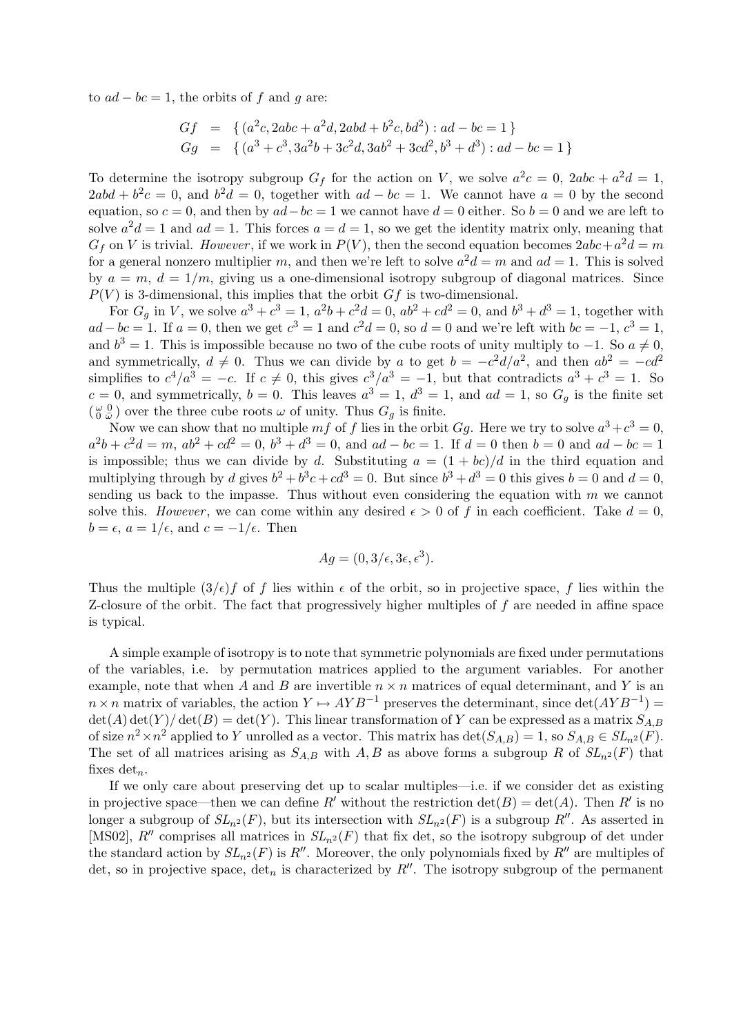to $ad - bc = 1$, the orbits of $f$ and $g$ are:

$$
\begin{aligned}
Gf &= \{ (a^2c, 2abc + a^2d, 2abd + b^2c, bd^2) : ad - bc = 1 \} \\
Gg &= \{ (a^3 + c^3, 3a^2b + 3c^2d, 3ab^2 + 3cd^2, b^3 + d^3) : ad - bc = 1 \}
\end{aligned}
$$

To determine the isotropy subgroup $G_f$ for the action on $V$, we solve $a^2c = 0$, $2abc + a^2d = 1$, $2abd + b^2c = 0$, and $b^2d = 0$, together with $ad - bc = 1$. We cannot have $a = 0$ by the second equation, so $c = 0$, and then by $ad - bc = 1$ we cannot have $d = 0$ either. So $b = 0$ and we are left to solve $a^2d = 1$ and $ad = 1$. This forces $a = d = 1$, so we get the identity matrix only, meaning that $G_f$ on $V$ is trivial. *However*, if we work in $P(V)$, then the second equation becomes $2abc + a^2d = m$ for a general nonzero multiplier $m$, and then we're left to solve $a^2d = m$ and $ad = 1$. This is solved by $a = m$, $d = 1/m$, giving us a one-dimensional isotropy subgroup of diagonal matrices. Since $P(V)$ is 3-dimensional, this implies that the orbit $Gf$ is two-dimensional.

For $G_g$ in $V$, we solve $a^3 + c^3 = 1$, $a^2b + c^2d = 0$, $ab^2 + cd^2 = 0$, and $b^3 + d^3 = 1$, together with $ad - bc = 1$. If $a = 0$, then we get $c^3 = 1$ and $c^2d = 0$, so $d = 0$ and we're left with $bc = -1$, $c^3 = 1$, and $b^3 = 1$. This is impossible because no two of the cube roots of unity multiply to $-1$. So $a \neq 0$, and symmetrically, $d \neq 0$. Thus we can divide by $a$ to get $b = -c^2d/a^2$, and then $ab^2 = -cd^2$ simplifies to $c^4/a^3 = -c$. If $c \neq 0$, this gives $c^3/a^3 = -1$, but that contradicts $a^3 + c^3 = 1$. So $c = 0$, and symmetrically, $b = 0$. This leaves $a^3 = 1$, $d^3 = 1$, and $ad = 1$, so $G_g$ is the finite set $\left(\begin{smallmatrix} \omega & 0 \\ 0 & \bar{\omega} \end{smallmatrix}\right)$ over the three cube roots $\omega$ of unity. Thus $G_g$ is finite.

Now we can show that no multiple $mf$ of $f$ lies in the orbit $Gg$. Here we try to solve $a^3 + c^3 = 0$, $a^2b + c^2d = m$, $ab^2 + cd^2 = 0$, $b^3 + d^3 = 0$, and $ad - bc = 1$. If $d = 0$ then $b = 0$ and $ad - bc = 1$ is impossible; thus we can divide by $d$. Substituting $a = (1 + bc)/d$ in the third equation and multiplying through by $d$ gives $b^2 + b^3c + cd^3 = 0$. But since $b^3 + d^3 = 0$ this gives $b = 0$ and $d = 0$, sending us back to the impasse. Thus without even considering the equation with $m$ we cannot solve this. *However*, we can come within any desired $\epsilon > 0$ of $f$ in each coefficient. Take $d = 0$, $b = \epsilon$, $a = 1/\epsilon$, and $c = -1/\epsilon$. Then

$$
Ag = (0, 3/\epsilon, 3\epsilon, \epsilon^3).
$$

Thus the multiple $(3/\epsilon)f$ of $f$ lies within $\epsilon$ of the orbit, so in projective space, $f$ lies within the Z-closure of the orbit. The fact that progressively higher multiples of $f$ are needed in affine space is typical.

A simple example of isotropy is to note that symmetric polynomials are fixed under permutations of the variables, i.e. by permutation matrices applied to the argument variables. For another example, note that when $A$ and $B$ are invertible $n \times n$ matrices of equal determinant, and $Y$ is an $n \times n$ matrix of variables, the action $Y \mapsto AYB^{-1}$ preserves the determinant, since $\det(AYB^{-1}) = \det(A)\det(Y)/\det(B) = \det(Y)$. This linear transformation of $Y$ can be expressed as a matrix $S_{A,B}$ of size $n^2 \times n^2$ applied to $Y$ unrolled as a vector. This matrix has $\det(S_{A,B}) = 1$, so $S_{A,B} \in SL_{n^2}(F)$. The set of all matrices arising as $S_{A,B}$ with $A, B$ as above forms a subgroup $R$ of $SL_{n^2}(F)$ that fixes $\det_n$.

If we only care about preserving det up to scalar multiples—i.e. if we consider det as existing in projective space—then we can define $R'$ without the restriction $\det(B) = \det(A)$. Then $R'$ is no longer a subgroup of $SL_{n^2}(F)$, but its intersection with $SL_{n^2}(F)$ is a subgroup $R''$. As asserted in [MS02], $R''$ comprises all matrices in $SL_{n^2}(F)$ that fix det, so the isotropy subgroup of det under the standard action by $SL_{n^2}(F)$ is $R''$. Moreover, the only polynomials fixed by $R''$ are multiples of det, so in projective space, $\det_n$ is characterized by $R''$. The isotropy subgroup of the permanent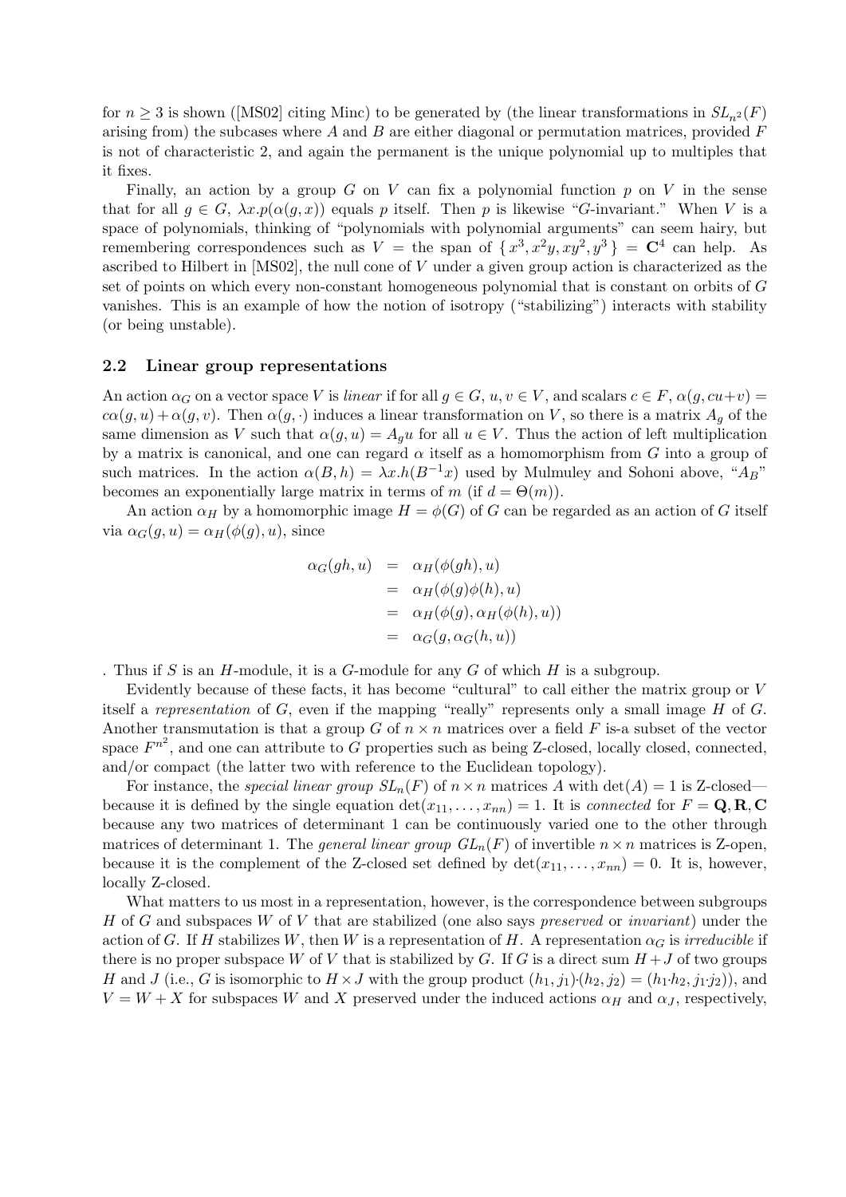for $n \geq 3$ is shown ([MS02] citing Minc) to be generated by (the linear transformations in $SL_{n^2}(F)$ arising from) the subcases where $A$ and $B$ are either diagonal or permutation matrices, provided $F$ is not of characteristic 2, and again the permanent is the unique polynomial up to multiples that it fixes.

Finally, an action by a group $G$ on $V$ can fix a polynomial function $p$ on $V$ in the sense that for all $g \in G$, $\lambda x.p(\alpha(g, x))$ equals $p$ itself. Then $p$ is likewise "$G$-invariant." When $V$ is a space of polynomials, thinking of "polynomials with polynomial arguments" can seem hairy, but remembering correspondences such as $V =$ the span of $\{ x^3, x^2y, xy^2, y^3 \} = \mathbf{C}^4$ can help. As ascribed to Hilbert in [MS02], the null cone of $V$ under a given group action is characterized as the set of points on which every non-constant homogeneous polynomial that is constant on orbits of $G$ vanishes. This is an example of how the notion of isotropy ("stabilizing") interacts with stability (or being unstable).

## 2.2 Linear group representations

An action $\alpha_G$ on a vector space $V$ is *linear* if for all $g \in G$, $u, v \in V$, and scalars $c \in F$, $\alpha(g, cu+v) = c\alpha(g, u) + \alpha(g, v)$. Then $\alpha(g, \cdot)$ induces a linear transformation on $V$, so there is a matrix $A_g$ of the same dimension as $V$ such that $\alpha(g, u) = A_g u$ for all $u \in V$. Thus the action of left multiplication by a matrix is canonical, and one can regard $\alpha$ itself as a homomorphism from $G$ into a group of such matrices. In the action $\alpha(B, h) = \lambda x.h(B^{-1}x)$ used by Mulmuley and Sohoni above, "$A_B$" becomes an exponentially large matrix in terms of $m$ (if $d = \Theta(m)$).

An action $\alpha_H$ by a homomorphic image $H = \phi(G)$ of $G$ can be regarded as an action of $G$ itself via $\alpha_G(g, u) = \alpha_H(\phi(g), u)$, since

$$
\begin{aligned}
\alpha_G(gh, u) &= \alpha_H(\phi(gh), u) \\
&= \alpha_H(\phi(g)\phi(h), u) \\
&= \alpha_H(\phi(g), \alpha_H(\phi(h), u)) \\
&= \alpha_G(g, \alpha_G(h, u))
\end{aligned}
$$

. Thus if $S$ is an $H$-module, it is a $G$-module for any $G$ of which $H$ is a subgroup.

Evidently because of these facts, it has become "cultural" to call either the matrix group or $V$ itself a *representation* of $G$, even if the mapping "really" represents only a small image $H$ of $G$. Another transmutation is that a group $G$ of $n \times n$ matrices over a field $F$ is-a subset of the vector space $F^{n^2}$, and one can attribute to $G$ properties such as being Z-closed, locally closed, connected, and/or compact (the latter two with reference to the Euclidean topology).

For instance, the *special linear group* $SL_n(F)$ of $n \times n$ matrices $A$ with $\det(A) = 1$ is Z-closed—because it is defined by the single equation $\det(x_{11}, \ldots, x_{nn}) = 1$. It is *connected* for $F = \mathbf{Q}, \mathbf{R}, \mathbf{C}$ because any two matrices of determinant 1 can be continuously varied one to the other through matrices of determinant 1. The *general linear group* $GL_n(F)$ of invertible $n \times n$ matrices is Z-open, because it is the complement of the Z-closed set defined by $\det(x_{11}, \ldots, x_{nn}) = 0$. It is, however, locally Z-closed.

What matters to us most in a representation, however, is the correspondence between subgroups $H$ of $G$ and subspaces $W$ of $V$ that are stabilized (one also says *preserved* or *invariant*) under the action of $G$. If $H$ stabilizes $W$, then $W$ is a representation of $H$. A representation $\alpha_G$ is *irreducible* if there is no proper subspace $W$ of $V$ that is stabilized by $G$. If $G$ is a direct sum $H + J$ of two groups $H$ and $J$ (i.e., $G$ is isomorphic to $H \times J$ with the group product $(h_1, j_1) \cdot (h_2, j_2) = (h_1 \cdot h_2, j_1 \cdot j_2)$), and $V = W + X$ for subspaces $W$ and $X$ preserved under the induced actions $\alpha_H$ and $\alpha_J$, respectively,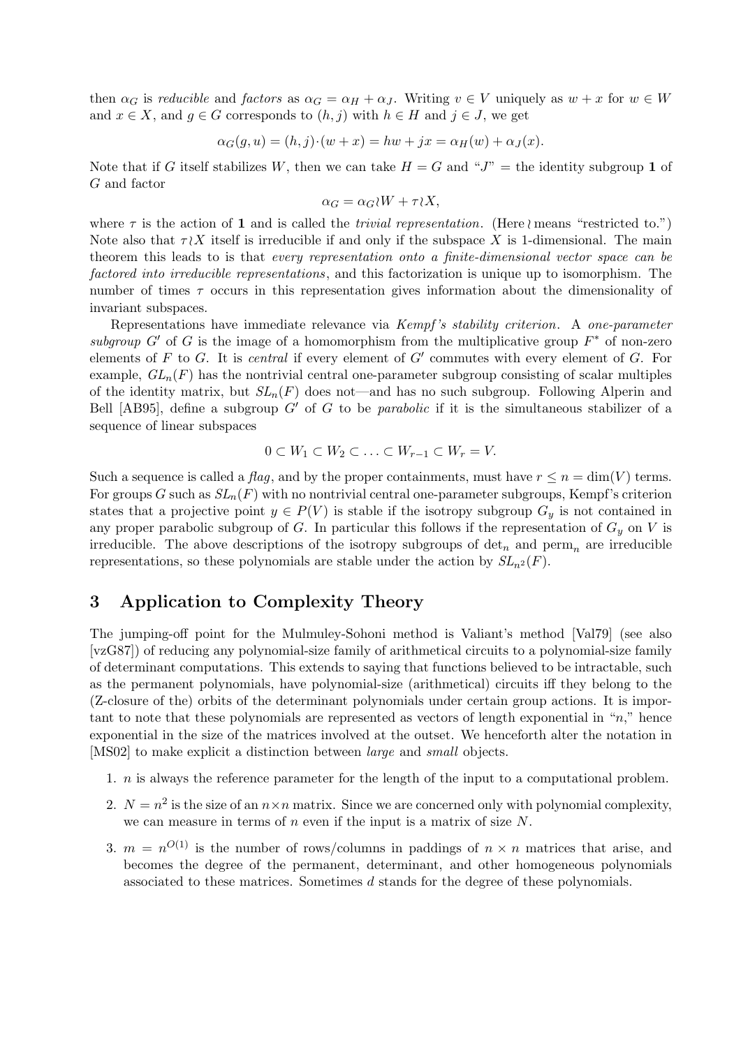then $\alpha_G$ is *reducible* and *factors* as $\alpha_G = \alpha_H + \alpha_J$. Writing $v \in V$ uniquely as $w + x$ for $w \in W$ and $x \in X$, and $g \in G$ corresponds to $(h, j)$ with $h \in H$ and $j \in J$, we get

$$\alpha_G(g, u) = (h, j)\cdot(w + x) = hw + jx = \alpha_H(w) + \alpha_J(x).$$

Note that if $G$ itself stabilizes $W$, then we can take $H = G$ and "$J$" = the identity subgroup $\mathbf{1}$ of $G$ and factor

$$\alpha_G = \alpha_G \wr W + \tau \wr X,$$

where $\tau$ is the action of $\mathbf{1}$ and is called the *trivial representation*. (Here $\wr$ means "restricted to.") Note also that $\tau \wr X$ itself is irreducible if and only if the subspace $X$ is 1-dimensional. The main theorem this leads to is that *every representation onto a finite-dimensional vector space can be factored into irreducible representations*, and this factorization is unique up to isomorphism. The number of times $\tau$ occurs in this representation gives information about the dimensionality of invariant subspaces.

Representations have immediate relevance via *Kempf's stability criterion*. A *one-parameter subgroup* $G'$ of $G$ is the image of a homomorphism from the multiplicative group $F^*$ of non-zero elements of $F$ to $G$. It is *central* if every element of $G'$ commutes with every element of $G$. For example, $GL_n(F)$ has the nontrivial central one-parameter subgroup consisting of scalar multiples of the identity matrix, but $SL_n(F)$ does not—and has no such subgroup. Following Alperin and Bell [AB95], define a subgroup $G'$ of $G$ to be *parabolic* if it is the simultaneous stabilizer of a sequence of linear subspaces

$$0 \subset W_1 \subset W_2 \subset \ldots \subset W_{r-1} \subset W_r = V.$$

Such a sequence is called a *flag*, and by the proper containments, must have $r \leq n = \dim(V)$ terms. For groups $G$ such as $SL_n(F)$ with no nontrivial central one-parameter subgroups, Kempf's criterion states that a projective point $y \in P(V)$ is stable if the isotropy subgroup $G_y$ is not contained in any proper parabolic subgroup of $G$. In particular this follows if the representation of $G_y$ on $V$ is irreducible. The above descriptions of the isotropy subgroups of $\det_n$ and $\text{perm}_n$ are irreducible representations, so these polynomials are stable under the action by $SL_{n^2}(F)$.

## 3 Application to Complexity Theory

The jumping-off point for the Mulmuley-Sohoni method is Valiant's method [Val79] (see also [vzG87]) of reducing any polynomial-size family of arithmetical circuits to a polynomial-size family of determinant computations. This extends to saying that functions believed to be intractable, such as the permanent polynomials, have polynomial-size (arithmetical) circuits iff they belong to the (Z-closure of the) orbits of the determinant polynomials under certain group actions. It is important to note that these polynomials are represented as vectors of length exponential in "$n$," hence exponential in the size of the matrices involved at the outset. We henceforth alter the notation in [MS02] to make explicit a distinction between *large* and *small* objects.

1. $n$ is always the reference parameter for the length of the input to a computational problem.
2. $N = n^2$ is the size of an $n \times n$ matrix. Since we are concerned only with polynomial complexity, we can measure in terms of $n$ even if the input is a matrix of size $N$.
3. $m = n^{O(1)}$ is the number of rows/columns in paddings of $n \times n$ matrices that arise, and becomes the degree of the permanent, determinant, and other homogeneous polynomials associated to these matrices. Sometimes $d$ stands for the degree of these polynomials.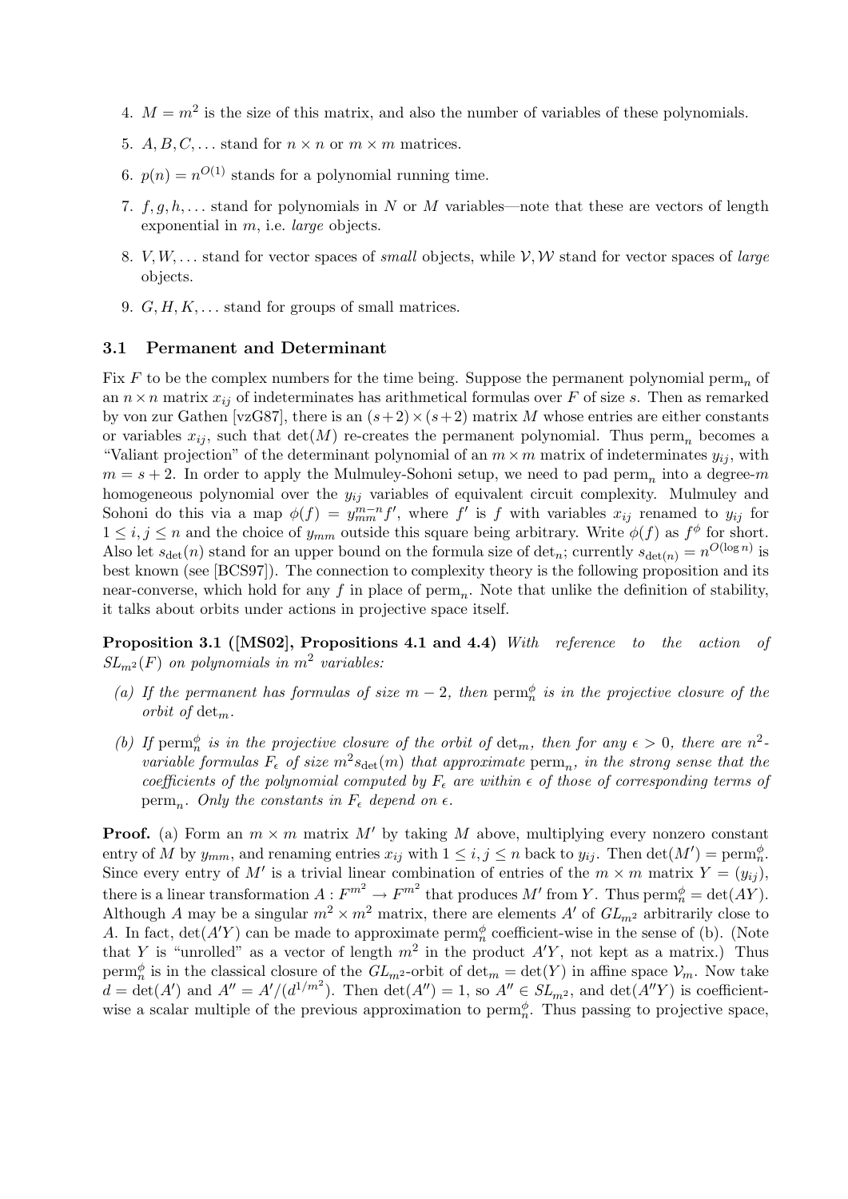4. $M = m^2$ is the size of this matrix, and also the number of variables of these polynomials.

5. $A, B, C, \ldots$ stand for $n \times n$ or $m \times m$ matrices.

6. $p(n) = n^{O(1)}$ stands for a polynomial running time.

7. $f, g, h, \ldots$ stand for polynomials in $N$ or $M$ variables—note that these are vectors of length exponential in $m$, i.e. *large* objects.

8. $V, W, \ldots$ stand for vector spaces of *small* objects, while $\mathcal{V}, \mathcal{W}$ stand for vector spaces of *large* objects.

9. $G, H, K, \ldots$ stand for groups of small matrices.

### 3.1 Permanent and Determinant

Fix $F$ to be the complex numbers for the time being. Suppose the permanent polynomial $\text{perm}_n$ of an $n \times n$ matrix $x_{ij}$ of indeterminates has arithmetical formulas over $F$ of size $s$. Then as remarked by von zur Gathen [vzG87], there is an $(s+2) \times (s+2)$ matrix $M$ whose entries are either constants or variables $x_{ij}$, such that $\det(M)$ re-creates the permanent polynomial. Thus $\text{perm}_n$ becomes a "Valiant projection" of the determinant polynomial of an $m \times m$ matrix of indeterminates $y_{ij}$, with $m = s + 2$. In order to apply the Mulmuley-Sohoni setup, we need to pad $\text{perm}_n$ into a degree-$m$ homogeneous polynomial over the $y_{ij}$ variables of equivalent circuit complexity. Mulmuley and Sohoni do this via a map $\phi(f) = y_{mm}^{m-n} f'$, where $f'$ is $f$ with variables $x_{ij}$ renamed to $y_{ij}$ for $1 \leq i, j \leq n$ and the choice of $y_{mm}$ outside this square being arbitrary. Write $\phi(f)$ as $f^\phi$ for short. Also let $s_{\det}(n)$ stand for an upper bound on the formula size of $\det_n$; currently $s_{\det(n)} = n^{O(\log n)}$ is best known (see [BCS97]). The connection to complexity theory is the following proposition and its near-converse, which hold for any $f$ in place of $\text{perm}_n$. Note that unlike the definition of stability, it talks about orbits under actions in projective space itself.

**Proposition 3.1 ([MS02], Propositions 4.1 and 4.4)** *With reference to the action of $SL_{m^2}(F)$ on polynomials in $m^2$ variables:*

*(a) If the permanent has formulas of size $m - 2$, then $\text{perm}_n^\phi$ is in the projective closure of the orbit of $\det_m$.*

*(b) If $\text{perm}_n^\phi$ is in the projective closure of the orbit of $\det_m$, then for any $\epsilon > 0$, there are $n^2$-variable formulas $F_\epsilon$ of size $m^2 s_{\det}(m)$ that approximate $\text{perm}_n$, in the strong sense that the coefficients of the polynomial computed by $F_\epsilon$ are within $\epsilon$ of those of corresponding terms of $\text{perm}_n$. Only the constants in $F_\epsilon$ depend on $\epsilon$.*

**Proof.** (a) Form an $m \times m$ matrix $M'$ by taking $M$ above, multiplying every nonzero constant entry of $M$ by $y_{mm}$, and renaming entries $x_{ij}$ with $1 \leq i, j \leq n$ back to $y_{ij}$. Then $\det(M') = \text{perm}_n^\phi$. Since every entry of $M'$ is a trivial linear combination of entries of the $m \times m$ matrix $Y = (y_{ij})$, there is a linear transformation $A : F^{m^2} \to F^{m^2}$ that produces $M'$ from $Y$. Thus $\text{perm}_n^\phi = \det(AY)$. Although $A$ may be a singular $m^2 \times m^2$ matrix, there are elements $A'$ of $GL_{m^2}$ arbitrarily close to $A$. In fact, $\det(A'Y)$ can be made to approximate $\text{perm}_n^\phi$ coefficient-wise in the sense of (b). (Note that $Y$ is "unrolled" as a vector of length $m^2$ in the product $A'Y$, not kept as a matrix.) Thus $\text{perm}_n^\phi$ is in the classical closure of the $GL_{m^2}$-orbit of $\det_m = \det(Y)$ in affine space $\mathcal{V}_m$. Now take $d = \det(A')$ and $A'' = A'/(d^{1/m^2})$. Then $\det(A'') = 1$, so $A'' \in SL_{m^2}$, and $\det(A''Y)$ is coefficient-wise a scalar multiple of the previous approximation to $\text{perm}_n^\phi$. Thus passing to projective space,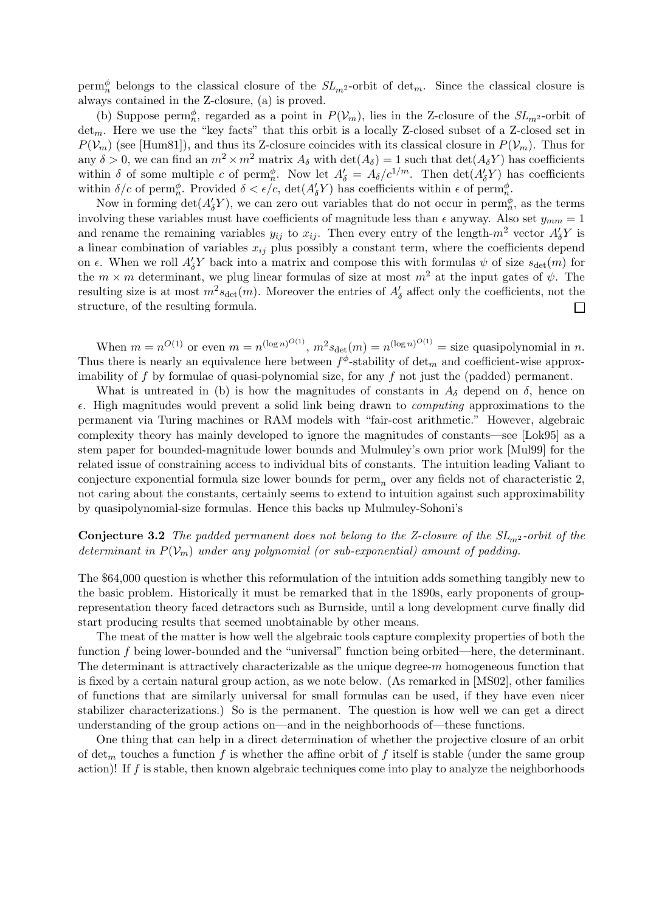$\text{perm}_n^\phi$ belongs to the classical closure of the $SL_{m^2}$-orbit of $\det_m$. Since the classical closure is always contained in the Z-closure, (a) is proved.

(b) Suppose $\text{perm}_n^\phi$, regarded as a point in $P(\mathcal{V}_m)$, lies in the Z-closure of the $SL_{m^2}$-orbit of $\det_m$. Here we use the "key facts" that this orbit is a locally Z-closed subset of a Z-closed set in $P(\mathcal{V}_m)$ (see [Hum81]), and thus its Z-closure coincides with its classical closure in $P(\mathcal{V}_m)$. Thus for any $\delta > 0$, we can find an $m^2 \times m^2$ matrix $A_\delta$ with $\det(A_\delta) = 1$ such that $\det(A_\delta Y)$ has coefficients within $\delta$ of some multiple $c$ of $\text{perm}_n^\phi$. Now let $A'_\delta = A_\delta / c^{1/m}$. Then $\det(A'_\delta Y)$ has coefficients within $\delta/c$ of $\text{perm}_n^\phi$. Provided $\delta < \epsilon/c$, $\det(A'_\delta Y)$ has coefficients within $\epsilon$ of $\text{perm}_n^\phi$.

Now in forming $\det(A'_\delta Y)$, we can zero out variables that do not occur in $\text{perm}_n^\phi$, as the terms involving these variables must have coefficients of magnitude less than $\epsilon$ anyway. Also set $y_{mm} = 1$ and rename the remaining variables $y_{ij}$ to $x_{ij}$. Then every entry of the length-$m^2$ vector $A'_\delta Y$ is a linear combination of variables $x_{ij}$ plus possibly a constant term, where the coefficients depend on $\epsilon$. When we roll $A'_\delta Y$ back into a matrix and compose this with formulas $\psi$ of size $s_{\det}(m)$ for the $m \times m$ determinant, we plug linear formulas of size at most $m^2$ at the input gates of $\psi$. The resulting size is at most $m^2 s_{\det}(m)$. Moreover the entries of $A'_\delta$ affect only the coefficients, not the structure, of the resulting formula. $\square$

When $m = n^{O(1)}$ or even $m = n^{(\log n)^{O(1)}}$, $m^2 s_{\det}(m) = n^{(\log n)^{O(1)}}$ = size quasipolynomial in $n$. Thus there is nearly an equivalence here between $f^\phi$-stability of $\det_m$ and coefficient-wise approximability of $f$ by formulae of quasi-polynomial size, for any $f$ not just the (padded) permanent.

What is untreated in (b) is how the magnitudes of constants in $A_\delta$ depend on $\delta$, hence on $\epsilon$. High magnitudes would prevent a solid link being drawn to *computing* approximations to the permanent via Turing machines or RAM models with "fair-cost arithmetic." However, algebraic complexity theory has mainly developed to ignore the magnitudes of constants—see [Lok95] as a stem paper for bounded-magnitude lower bounds and Mulmuley's own prior work [Mul99] for the related issue of constraining access to individual bits of constants. The intuition leading Valiant to conjecture exponential formula size lower bounds for $\text{perm}_n$ over any fields not of characteristic 2, not caring about the constants, certainly seems to extend to intuition against such approximability by quasipolynomial-size formulas. Hence this backs up Mulmuley-Sohoni's

**Conjecture 3.2** *The padded permanent does not belong to the Z-closure of the $SL_{m^2}$-orbit of the determinant in $P(\mathcal{V}_m)$ under any polynomial (or sub-exponential) amount of padding.*

The $64,000 question is whether this reformulation of the intuition adds something tangibly new to the basic problem. Historically it must be remarked that in the 1890s, early proponents of group-representation theory faced detractors such as Burnside, until a long development curve finally did start producing results that seemed unobtainable by other means.

The meat of the matter is how well the algebraic tools capture complexity properties of both the function $f$ being lower-bounded and the "universal" function being orbited—here, the determinant. The determinant is attractively characterizable as the unique degree-$m$ homogeneous function that is fixed by a certain natural group action, as we note below. (As remarked in [MS02], other families of functions that are similarly universal for small formulas can be used, if they have even nicer stabilizer characterizations.) So is the permanent. The question is how well we can get a direct understanding of the group actions on—and in the neighborhoods of—these functions.

One thing that can help in a direct determination of whether the projective closure of an orbit of $\det_m$ touches a function $f$ is whether the affine orbit of $f$ itself is stable (under the same group action)! If $f$ is stable, then known algebraic techniques come into play to analyze the neighborhoods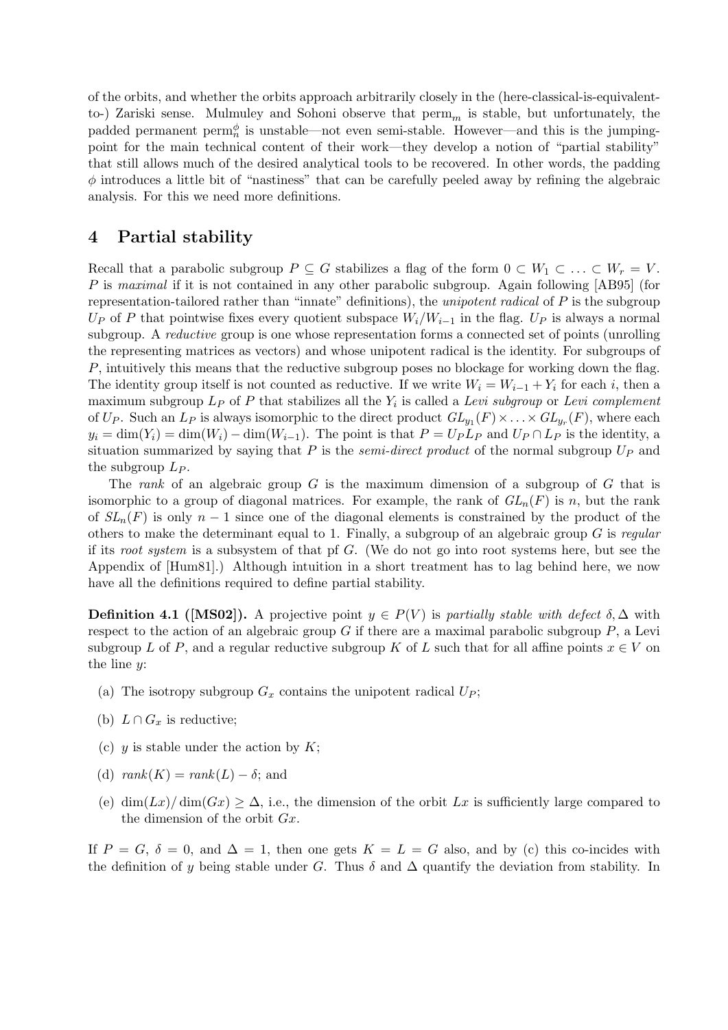of the orbits, and whether the orbits approach arbitrarily closely in the (here-classical-is-equivalent-to-) Zariski sense. Mulmuley and Sohoni observe that $\mathrm{perm}_m$ is stable, but unfortunately, the padded permanent $\mathrm{perm}_n^\phi$ is unstable—not even semi-stable. However—and this is the jumping-point for the main technical content of their work—they develop a notion of "partial stability" that still allows much of the desired analytical tools to be recovered. In other words, the padding $\phi$ introduces a little bit of "nastiness" that can be carefully peeled away by refining the algebraic analysis. For this we need more definitions.

## 4 Partial stability

Recall that a parabolic subgroup $P \subseteq G$ stabilizes a flag of the form $0 \subset W_1 \subset \ldots \subset W_r = V$. $P$ is *maximal* if it is not contained in any other parabolic subgroup. Again following [AB95] (for representation-tailored rather than "innate" definitions), the *unipotent radical* of $P$ is the subgroup $U_P$ of $P$ that pointwise fixes every quotient subspace $W_i/W_{i-1}$ in the flag. $U_P$ is always a normal subgroup. A *reductive* group is one whose representation forms a connected set of points (unrolling the representing matrices as vectors) and whose unipotent radical is the identity. For subgroups of $P$, intuitively this means that the reductive subgroup poses no blockage for working down the flag. The identity group itself is not counted as reductive. If we write $W_i = W_{i-1} + Y_i$ for each $i$, then a maximum subgroup $L_P$ of $P$ that stabilizes all the $Y_i$ is called a *Levi subgroup* or *Levi complement* of $U_P$. Such an $L_P$ is always isomorphic to the direct product $GL_{y_1}(F) \times \ldots \times GL_{y_r}(F)$, where each $y_i = \dim(Y_i) = \dim(W_i) - \dim(W_{i-1})$. The point is that $P = U_P L_P$ and $U_P \cap L_P$ is the identity, a situation summarized by saying that $P$ is the *semi-direct product* of the normal subgroup $U_P$ and the subgroup $L_P$.

The *rank* of an algebraic group $G$ is the maximum dimension of a subgroup of $G$ that is isomorphic to a group of diagonal matrices. For example, the rank of $GL_n(F)$ is $n$, but the rank of $SL_n(F)$ is only $n-1$ since one of the diagonal elements is constrained by the product of the others to make the determinant equal to 1. Finally, a subgroup of an algebraic group $G$ is *regular* if its *root system* is a subsystem of that pf $G$. (We do not go into root systems here, but see the Appendix of [Hum81].) Although intuition in a short treatment has to lag behind here, we now have all the definitions required to define partial stability.

**Definition 4.1 ([MS02]).** A projective point $y \in P(V)$ is *partially stable with defect* $\delta, \Delta$ with respect to the action of an algebraic group $G$ if there are a maximal parabolic subgroup $P$, a Levi subgroup $L$ of $P$, and a regular reductive subgroup $K$ of $L$ such that for all affine points $x \in V$ on the line $y$:

(a) The isotropy subgroup $G_x$ contains the unipotent radical $U_P$;

(b) $L \cap G_x$ is reductive;

(c) $y$ is stable under the action by $K$;

(d) $\mathit{rank}(K) = \mathit{rank}(L) - \delta$; and

(e) $\dim(Lx)/\dim(Gx) \geq \Delta$, i.e., the dimension of the orbit $Lx$ is sufficiently large compared to the dimension of the orbit $Gx$.

If $P = G$, $\delta = 0$, and $\Delta = 1$, then one gets $K = L = G$ also, and by (c) this co-incides with the definition of $y$ being stable under $G$. Thus $\delta$ and $\Delta$ quantify the deviation from stability. In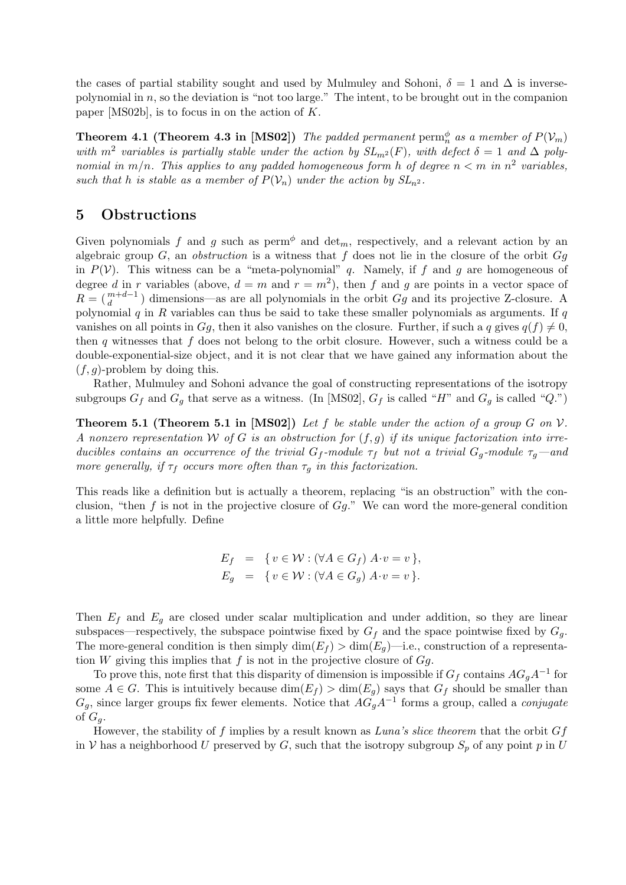the cases of partial stability sought and used by Mulmuley and Sohoni, $\delta = 1$ and $\Delta$ is inverse-polynomial in $n$, so the deviation is "not too large." The intent, to be brought out in the companion paper [MS02b], is to focus in on the action of $K$.

**Theorem 4.1 (Theorem 4.3 in [MS02])** *The padded permanent* $\mathrm{perm}_n^{\phi}$ *as a member of* $P(\mathcal{V}_m)$ *with* $m^2$ *variables is partially stable under the action by* $SL_{m^2}(F)$*, with defect* $\delta = 1$ *and* $\Delta$ *polynomial in* $m/n$*. This applies to any padded homogeneous form* $h$ *of degree* $n < m$ *in* $n^2$ *variables, such that* $h$ *is stable as a member of* $P(\mathcal{V}_n)$ *under the action by* $SL_{n^2}$*.*

## 5 Obstructions

Given polynomials $f$ and $g$ such as $\mathrm{perm}^{\phi}$ and $\det_m$, respectively, and a relevant action by an algebraic group $G$, an *obstruction* is a witness that $f$ does not lie in the closure of the orbit $Gg$ in $P(\mathcal{V})$. This witness can be a "meta-polynomial" $q$. Namely, if $f$ and $g$ are homogeneous of degree $d$ in $r$ variables (above, $d = m$ and $r = m^2$), then $f$ and $g$ are points in a vector space of $R = \binom{m+d-1}{d}$ dimensions—as are all polynomials in the orbit $Gg$ and its projective Z-closure. A polynomial $q$ in $R$ variables can thus be said to take these smaller polynomials as arguments. If $q$ vanishes on all points in $Gg$, then it also vanishes on the closure. Further, if such a $q$ gives $q(f) \neq 0$, then $q$ witnesses that $f$ does not belong to the orbit closure. However, such a witness could be a double-exponential-size object, and it is not clear that we have gained any information about the $(f, g)$-problem by doing this.

Rather, Mulmuley and Sohoni advance the goal of constructing representations of the isotropy subgroups $G_f$ and $G_g$ that serve as a witness. (In [MS02], $G_f$ is called "$H$" and $G_g$ is called "$Q$.")

**Theorem 5.1 (Theorem 5.1 in [MS02])** *Let* $f$ *be stable under the action of a group* $G$ *on* $\mathcal{V}$*. A nonzero representation* $\mathcal{W}$ *of* $G$ *is an obstruction for* $(f, g)$ *if its unique factorization into irreducibles contains an occurrence of the trivial* $G_f$*-module* $\tau_f$ *but not a trivial* $G_g$*-module* $\tau_g$*—and more generally, if* $\tau_f$ *occurs more often than* $\tau_g$ *in this factorization.*

This reads like a definition but is actually a theorem, replacing "is an obstruction" with the conclusion, "then $f$ is not in the projective closure of $Gg$." We can word the more-general condition a little more helpfully. Define

$$
\begin{aligned}
E_f &= \{\, v \in \mathcal{W} : (\forall A \in G_f)\ A \cdot v = v \,\}, \\
E_g &= \{\, v \in \mathcal{W} : (\forall A \in G_g)\ A \cdot v = v \,\}.
\end{aligned}
$$

Then $E_f$ and $E_g$ are closed under scalar multiplication and under addition, so they are linear subspaces—respectively, the subspace pointwise fixed by $G_f$ and the space pointwise fixed by $G_g$. The more-general condition is then simply $\dim(E_f) > \dim(E_g)$—i.e., construction of a representation $W$ giving this implies that $f$ is not in the projective closure of $Gg$.

To prove this, note first that this disparity of dimension is impossible if $G_f$ contains $AG_gA^{-1}$ for some $A \in G$. This is intuitively because $\dim(E_f) > \dim(E_g)$ says that $G_f$ should be smaller than $G_g$, since larger groups fix fewer elements. Notice that $AG_gA^{-1}$ forms a group, called a *conjugate* of $G_g$.

However, the stability of $f$ implies by a result known as *Luna's slice theorem* that the orbit $Gf$ in $\mathcal{V}$ has a neighborhood $U$ preserved by $G$, such that the isotropy subgroup $S_p$ of any point $p$ in $U$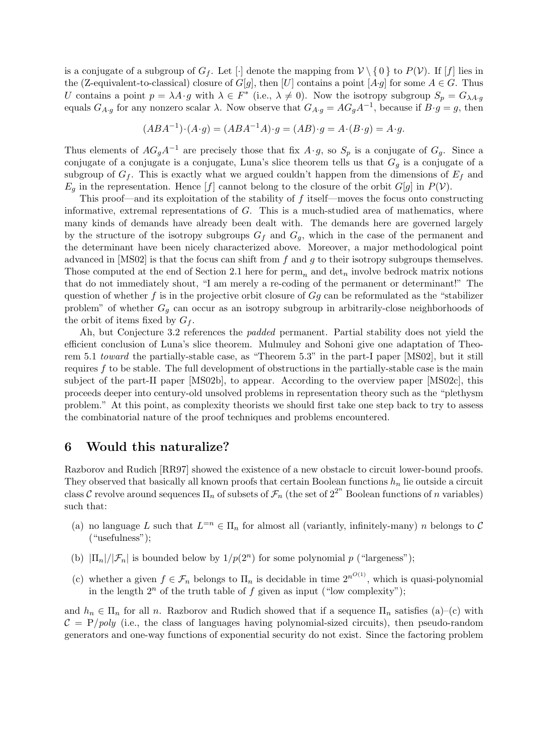is a conjugate of a subgroup of $G_f$. Let $[\cdot]$ denote the mapping from $\mathcal{V} \setminus \{0\}$ to $P(\mathcal{V})$. If $[f]$ lies in the (Z-equivalent-to-classical) closure of $G[g]$, then $[U]$ contains a point $[A{\cdot}g]$ for some $A \in G$. Thus $U$ contains a point $p = \lambda A{\cdot}g$ with $\lambda \in F^*$ (i.e., $\lambda \neq 0$). Now the isotropy subgroup $S_p = G_{\lambda A \cdot g}$ equals $G_{A\cdot g}$ for any nonzero scalar $\lambda$. Now observe that $G_{A\cdot g} = AG_gA^{-1}$, because if $B{\cdot}g = g$, then

$$(ABA^{-1}){\cdot}(A{\cdot}g) = (ABA^{-1}A){\cdot}g = (AB){\cdot}g = A{\cdot}(B{\cdot}g) = A{\cdot}g.$$

Thus elements of $AG_gA^{-1}$ are precisely those that fix $A{\cdot}g$, so $S_p$ is a conjugate of $G_g$. Since a conjugate of a conjugate is a conjugate, Luna's slice theorem tells us that $G_g$ is a conjugate of a subgroup of $G_f$. This is exactly what we argued couldn't happen from the dimensions of $E_f$ and $E_g$ in the representation. Hence $[f]$ cannot belong to the closure of the orbit $G[g]$ in $P(\mathcal{V})$.

This proof—and its exploitation of the stability of $f$ itself—moves the focus onto constructing informative, extremal representations of $G$. This is a much-studied area of mathematics, where many kinds of demands have already been dealt with. The demands here are governed largely by the structure of the isotropy subgroups $G_f$ and $G_g$, which in the case of the permanent and the determinant have been nicely characterized above. Moreover, a major methodological point advanced in [MS02] is that the focus can shift from $f$ and $g$ to their isotropy subgroups themselves. Those computed at the end of Section 2.1 here for $\text{perm}_n$ and $\det_n$ involve bedrock matrix notions that do not immediately shout, "I am merely a re-coding of the permanent or determinant!" The question of whether $f$ is in the projective orbit closure of $Gg$ can be reformulated as the "stabilizer problem" of whether $G_g$ can occur as an isotropy subgroup in arbitrarily-close neighborhoods of the orbit of items fixed by $G_f$.

Ah, but Conjecture 3.2 references the *padded* permanent. Partial stability does not yield the efficient conclusion of Luna's slice theorem. Mulmuley and Sohoni give one adaptation of Theorem 5.1 *toward* the partially-stable case, as "Theorem 5.3" in the part-I paper [MS02], but it still requires $f$ to be stable. The full development of obstructions in the partially-stable case is the main subject of the part-II paper [MS02b], to appear. According to the overview paper [MS02c], this proceeds deeper into century-old unsolved problems in representation theory such as the "plethysm problem." At this point, as complexity theorists we should first take one step back to try to assess the combinatorial nature of the proof techniques and problems encountered.

# 6 Would this naturalize?

Razborov and Rudich [RR97] showed the existence of a new obstacle to circuit lower-bound proofs. They observed that basically all known proofs that certain Boolean functions $h_n$ lie outside a circuit class $\mathcal{C}$ revolve around sequences $\Pi_n$ of subsets of $\mathcal{F}_n$ (the set of $2^{2^n}$ Boolean functions of $n$ variables) such that:

(a) no language $L$ such that $L^{=n} \in \Pi_n$ for almost all (variantly, infinitely-many) $n$ belongs to $\mathcal{C}$ ("usefulness");

(b) $|\Pi_n|/|\mathcal{F}_n|$ is bounded below by $1/p(2^n)$ for some polynomial $p$ ("largeness");

(c) whether a given $f \in \mathcal{F}_n$ belongs to $\Pi_n$ is decidable in time $2^{n^{O(1)}}$, which is quasi-polynomial in the length $2^n$ of the truth table of $f$ given as input ("low complexity");

and $h_n \in \Pi_n$ for all $n$. Razborov and Rudich showed that if a sequence $\Pi_n$ satisfies (a)–(c) with $\mathcal{C} = \text{P}/\textit{poly}$ (i.e., the class of languages having polynomial-sized circuits), then pseudo-random generators and one-way functions of exponential security do not exist. Since the factoring problem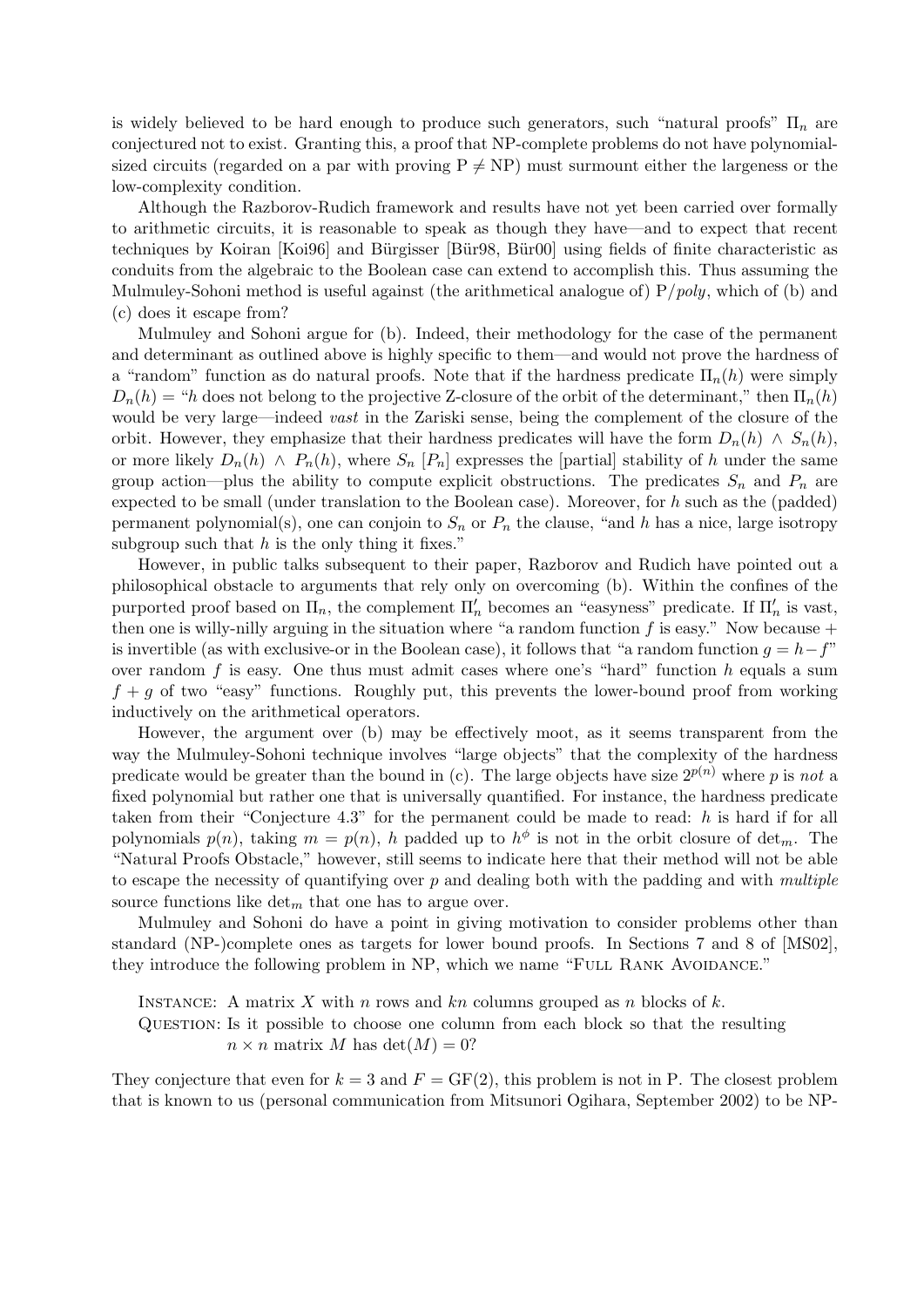is widely believed to be hard enough to produce such generators, such "natural proofs" $\Pi_n$ are conjectured not to exist. Granting this, a proof that NP-complete problems do not have polynomial-sized circuits (regarded on a par with proving $\mathrm{P} \neq \mathrm{NP}$) must surmount either the largeness or the low-complexity condition.

Although the Razborov-Rudich framework and results have not yet been carried over formally to arithmetic circuits, it is reasonable to speak as though they have—and to expect that recent techniques by Koiran [Koi96] and Bürgisser [Bür98, Bür00] using fields of finite characteristic as conduits from the algebraic to the Boolean case can extend to accomplish this. Thus assuming the Mulmuley-Sohoni method is useful against (the arithmetical analogue of) P/*poly*, which of (b) and (c) does it escape from?

Mulmuley and Sohoni argue for (b). Indeed, their methodology for the case of the permanent and determinant as outlined above is highly specific to them—and would not prove the hardness of a "random" function as do natural proofs. Note that if the hardness predicate $\Pi_n(h)$ were simply $D_n(h)$ = "$h$ does not belong to the projective Z-closure of the orbit of the determinant," then $\Pi_n(h)$ would be very large—indeed *vast* in the Zariski sense, being the complement of the closure of the orbit. However, they emphasize that their hardness predicates will have the form $D_n(h) \wedge S_n(h)$, or more likely $D_n(h) \wedge P_n(h)$, where $S_n$ $[P_n]$ expresses the [partial] stability of $h$ under the same group action—plus the ability to compute explicit obstructions. The predicates $S_n$ and $P_n$ are expected to be small (under translation to the Boolean case). Moreover, for $h$ such as the (padded) permanent polynomial(s), one can conjoin to $S_n$ or $P_n$ the clause, "and $h$ has a nice, large isotropy subgroup such that $h$ is the only thing it fixes."

However, in public talks subsequent to their paper, Razborov and Rudich have pointed out a philosophical obstacle to arguments that rely only on overcoming (b). Within the confines of the purported proof based on $\Pi_n$, the complement $\Pi'_n$ becomes an "easyness" predicate. If $\Pi'_n$ is vast, then one is willy-nilly arguing in the situation where "a random function $f$ is easy." Now because $+$ is invertible (as with exclusive-or in the Boolean case), it follows that "a random function $g = h - f$" over random $f$ is easy. One thus must admit cases where one's "hard" function $h$ equals a sum $f + g$ of two "easy" functions. Roughly put, this prevents the lower-bound proof from working inductively on the arithmetical operators.

However, the argument over (b) may be effectively moot, as it seems transparent from the way the Mulmuley-Sohoni technique involves "large objects" that the complexity of the hardness predicate would be greater than the bound in (c). The large objects have size $2^{p(n)}$ where $p$ is *not* a fixed polynomial but rather one that is universally quantified. For instance, the hardness predicate taken from their "Conjecture 4.3" for the permanent could be made to read: $h$ is hard if for all polynomials $p(n)$, taking $m = p(n)$, $h$ padded up to $h^\phi$ is not in the orbit closure of $\det_m$. The "Natural Proofs Obstacle," however, still seems to indicate here that their method will not be able to escape the necessity of quantifying over $p$ and dealing both with the padding and with *multiple* source functions like $\det_m$ that one has to argue over.

Mulmuley and Sohoni do have a point in giving motivation to consider problems other than standard (NP-)complete ones as targets for lower bound proofs. In Sections 7 and 8 of [MS02], they introduce the following problem in NP, which we name "Full Rank Avoidance."

Instance: A matrix $X$ with $n$ rows and $kn$ columns grouped as $n$ blocks of $k$.
Question: Is it possible to choose one column from each block so that the resulting $n \times n$ matrix $M$ has $\det(M) = 0$?

They conjecture that even for $k = 3$ and $F = \mathrm{GF}(2)$, this problem is not in P. The closest problem that is known to us (personal communication from Mitsunori Ogihara, September 2002) to be NP-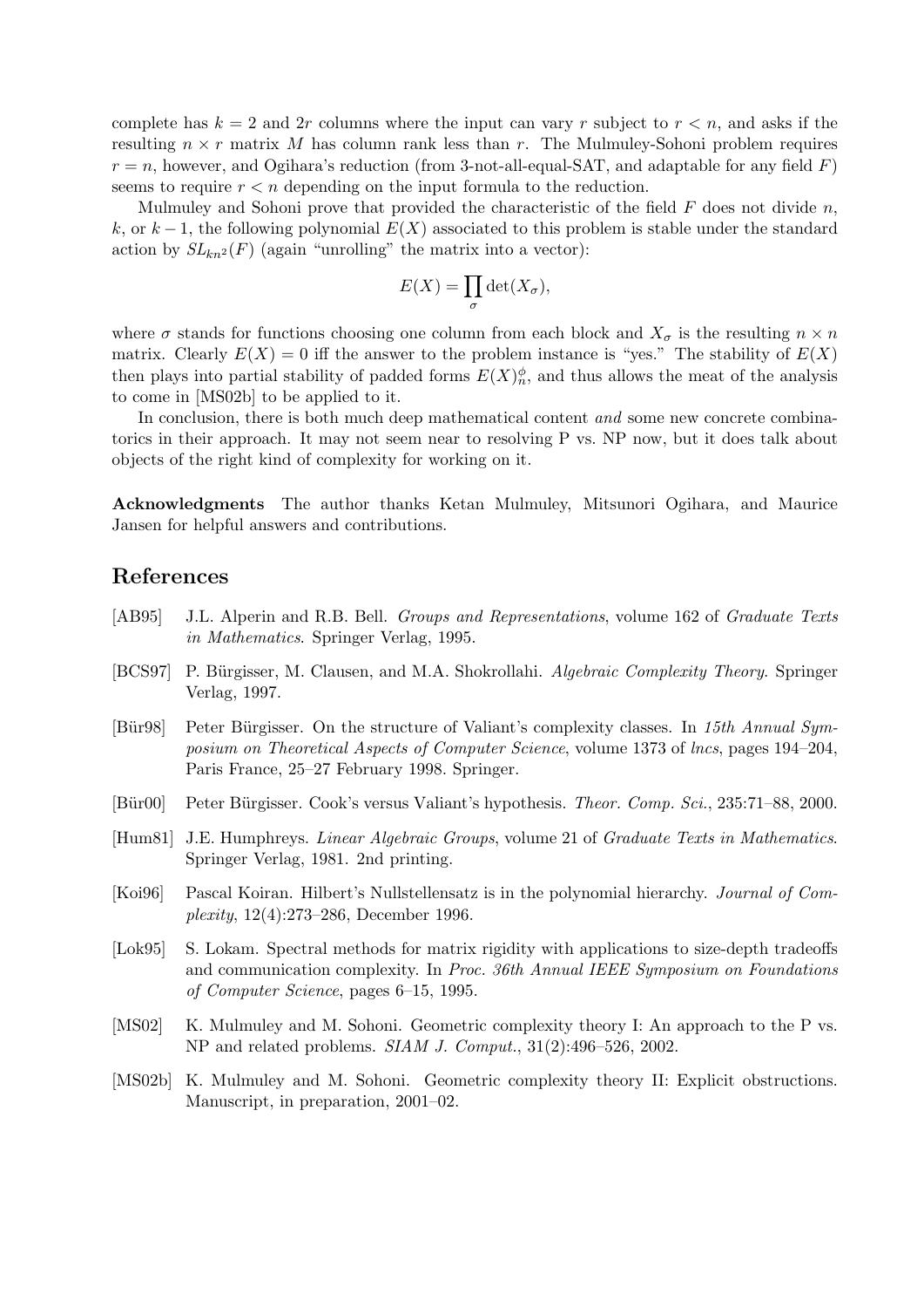complete has $k = 2$ and $2r$ columns where the input can vary $r$ subject to $r < n$, and asks if the resulting $n \times r$ matrix $M$ has column rank less than $r$. The Mulmuley-Sohoni problem requires $r = n$, however, and Ogihara's reduction (from 3-not-all-equal-SAT, and adaptable for any field $F$) seems to require $r < n$ depending on the input formula to the reduction.

Mulmuley and Sohoni prove that provided the characteristic of the field $F$ does not divide $n$, $k$, or $k-1$, the following polynomial $E(X)$ associated to this problem is stable under the standard action by $SL_{kn^2}(F)$ (again "unrolling" the matrix into a vector):

$$E(X) = \prod_{\sigma} \det(X_\sigma),$$

where $\sigma$ stands for functions choosing one column from each block and $X_\sigma$ is the resulting $n \times n$ matrix. Clearly $E(X) = 0$ iff the answer to the problem instance is "yes." The stability of $E(X)$ then plays into partial stability of padded forms $E(X)^{\phi}_{n}$, and thus allows the meat of the analysis to come in [MS02b] to be applied to it.

In conclusion, there is both much deep mathematical content *and* some new concrete combinatorics in their approach. It may not seem near to resolving P vs. NP now, but it does talk about objects of the right kind of complexity for working on it.

**Acknowledgments** The author thanks Ketan Mulmuley, Mitsunori Ogihara, and Maurice Jansen for helpful answers and contributions.

## References

[AB95] J.L. Alperin and R.B. Bell. *Groups and Representations*, volume 162 of *Graduate Texts in Mathematics*. Springer Verlag, 1995.

[BCS97] P. Bürgisser, M. Clausen, and M.A. Shokrollahi. *Algebraic Complexity Theory.* Springer Verlag, 1997.

[Bür98] Peter Bürgisser. On the structure of Valiant's complexity classes. In *15th Annual Symposium on Theoretical Aspects of Computer Science*, volume 1373 of *lncs*, pages 194–204, Paris France, 25–27 February 1998. Springer.

[Bür00] Peter Bürgisser. Cook's versus Valiant's hypothesis. *Theor. Comp. Sci.*, 235:71–88, 2000.

[Hum81] J.E. Humphreys. *Linear Algebraic Groups*, volume 21 of *Graduate Texts in Mathematics*. Springer Verlag, 1981. 2nd printing.

[Koi96] Pascal Koiran. Hilbert's Nullstellensatz is in the polynomial hierarchy. *Journal of Complexity*, 12(4):273–286, December 1996.

[Lok95] S. Lokam. Spectral methods for matrix rigidity with applications to size-depth tradeoffs and communication complexity. In *Proc. 36th Annual IEEE Symposium on Foundations of Computer Science*, pages 6–15, 1995.

[MS02] K. Mulmuley and M. Sohoni. Geometric complexity theory I: An approach to the P vs. NP and related problems. *SIAM J. Comput.*, 31(2):496–526, 2002.

[MS02b] K. Mulmuley and M. Sohoni. Geometric complexity theory II: Explicit obstructions. Manuscript, in preparation, 2001–02.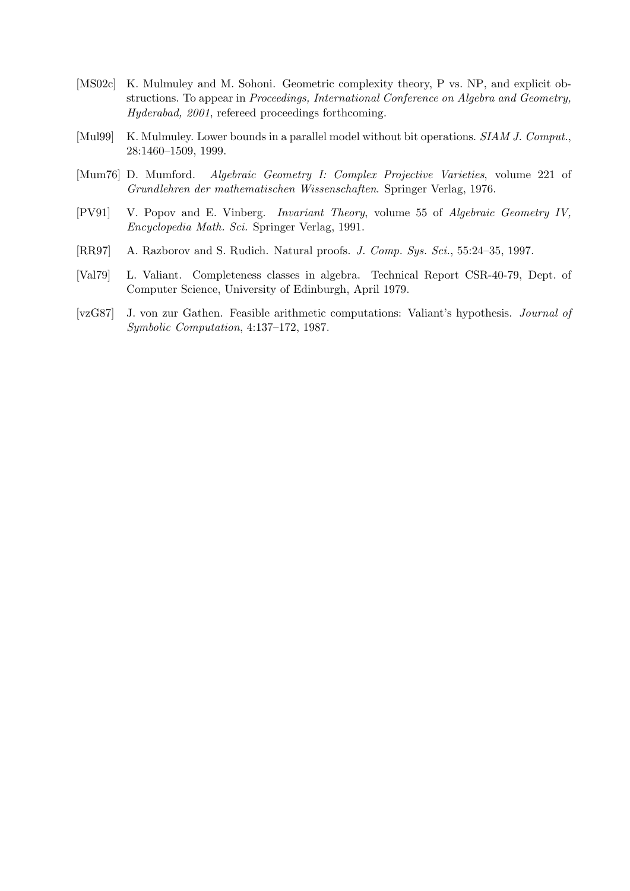[MS02c] K. Mulmuley and M. Sohoni. Geometric complexity theory, P vs. NP, and explicit obstructions. To appear in *Proceedings, International Conference on Algebra and Geometry, Hyderabad, 2001*, refereed proceedings forthcoming.

[Mul99] K. Mulmuley. Lower bounds in a parallel model without bit operations. *SIAM J. Comput.*, 28:1460–1509, 1999.

[Mum76] D. Mumford. *Algebraic Geometry I: Complex Projective Varieties*, volume 221 of *Grundlehren der mathematischen Wissenschaften*. Springer Verlag, 1976.

[PV91] V. Popov and E. Vinberg. *Invariant Theory*, volume 55 of *Algebraic Geometry IV, Encyclopedia Math. Sci.* Springer Verlag, 1991.

[RR97] A. Razborov and S. Rudich. Natural proofs. *J. Comp. Sys. Sci.*, 55:24–35, 1997.

[Val79] L. Valiant. Completeness classes in algebra. Technical Report CSR-40-79, Dept. of Computer Science, University of Edinburgh, April 1979.

[vzG87] J. von zur Gathen. Feasible arithmetic computations: Valiant's hypothesis. *Journal of Symbolic Computation*, 4:137–172, 1987.